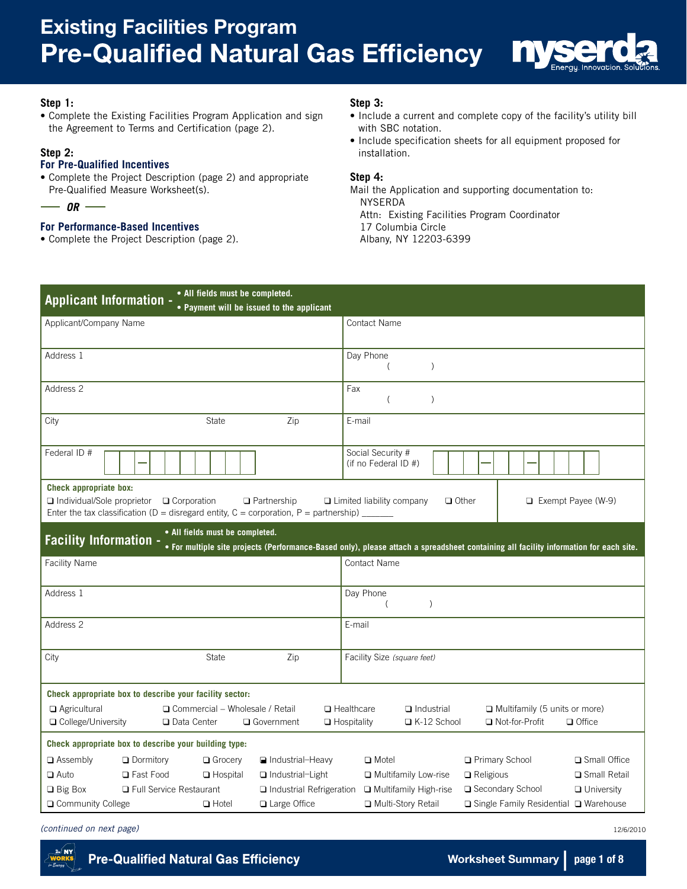# Existing Facilities Program
# Pre-Qualified Natural Gas Efficiency

**Step 1:**
- Complete the Existing Facilities Program Application and sign the Agreement to Terms and Certification (page 2).

**Step 2:**
**For Pre-Qualified Incentives**
- Complete the Project Description (page 2) and appropriate Pre-Qualified Measure Worksheet(s).

***OR***

**For Performance-Based Incentives**
- Complete the Project Description (page 2).

**Step 3:**
- Include a current and complete copy of the facility's utility bill with SBC notation.
- Include specification sheets for all equipment proposed for installation.

**Step 4:**
Mail the Application and supporting documentation to:
NYSERDA
Attn: Existing Facilities Program Coordinator
17 Columbia Circle
Albany, NY 12203-6399

## Applicant Information

- All fields must be completed.
- Payment will be issued to the applicant

| | |
|---|---|
| Applicant/Company Name | Contact Name |
| Address 1 | Day Phone ( ) |
| Address 2 | Fax ( ) |
| City State Zip | E-mail |
| Federal ID # | Social Security # (if no Federal ID #) |

**Check appropriate box:**
❑ Individual/Sole proprietor ❑ Corporation ❑ Partnership ❑ Limited liability company ❑ Other ❑ Exempt Payee (W-9)
Enter the tax classification (D = disregard entity, C = corporation, P = partnership) ______

## Facility Information

- All fields must be completed.
- For multiple site projects (Performance-Based only), please attach a spreadsheet containing all facility information for each site.

| | |
|---|---|
| Facility Name | Contact Name |
| Address 1 | Day Phone ( ) |
| Address 2 | E-mail |
| City State Zip | Facility Size *(square feet)* |

**Check appropriate box to describe your facility sector:**
❑ Agricultural ❑ Commercial – Wholesale / Retail ❑ Healthcare ❑ Industrial ❑ Multifamily (5 units or more)
❑ College/University ❑ Data Center ❑ Government ❑ Hospitality ❑ K-12 School ❑ Not-for-Profit ❑ Office

**Check appropriate box to describe your building type:**
❑ Assembly ❑ Dormitory ❑ Grocery ❑ Industrial–Heavy ❑ Motel ❑ Primary School ❑ Small Office
❑ Auto ❑ Fast Food ❑ Hospital ❑ Industrial–Light ❑ Multifamily Low-rise ❑ Religious ❑ Small Retail
❑ Big Box ❑ Full Service Restaurant ❑ Industrial Refrigeration ❑ Multifamily High-rise ❑ Secondary School ❑ University
❑ Community College ❑ Hotel ❑ Large Office ❑ Multi-Story Retail ❑ Single Family Residential ❑ Warehouse

*(continued on next page)*

12/6/2010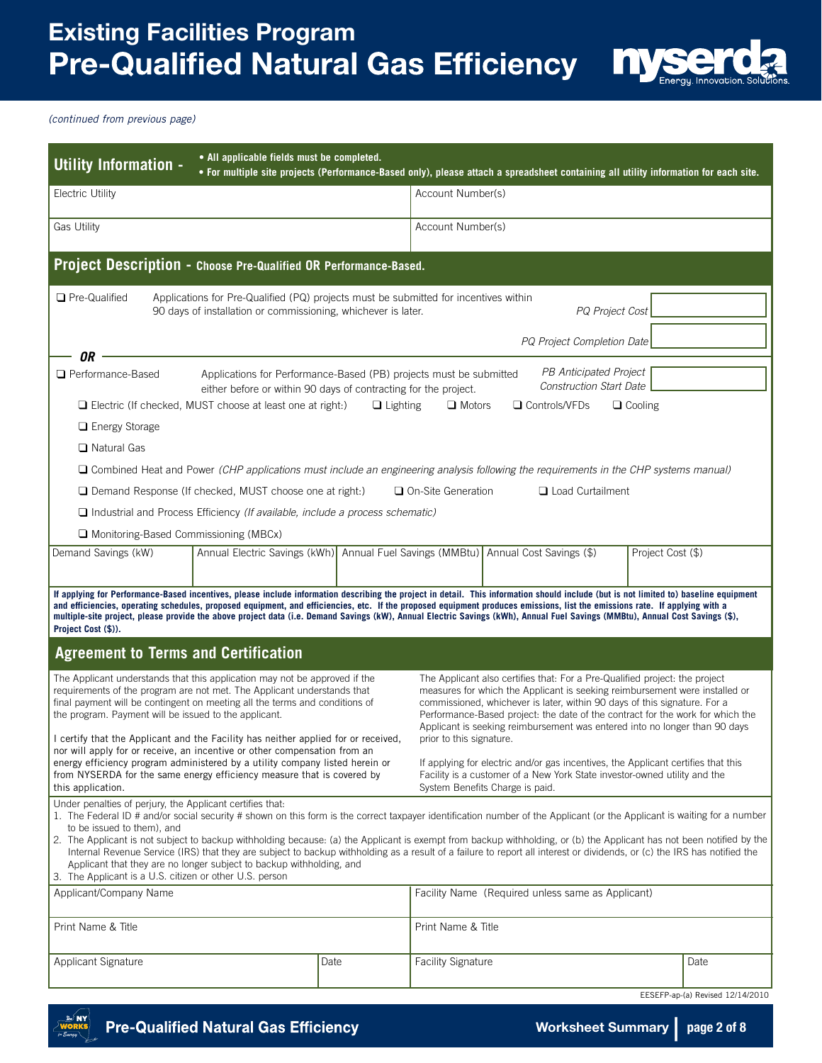# Existing Facilities Program
# Pre-Qualified Natural Gas Efficiency

*(continued from previous page)*

## Utility Information -

- **All applicable fields must be completed.**
- **For multiple site projects (Performance-Based only), please attach a spreadsheet containing all utility information for each site.**

| Electric Utility | Account Number(s) |
|---|---|
| Gas Utility | Account Number(s) |

## Project Description - Choose Pre-Qualified OR Performance-Based.

❑ Pre-Qualified — Applications for Pre-Qualified (PQ) projects must be submitted for incentives within 90 days of installation or commissioning, whichever is later.

*PQ Project Cost* ____________

*PQ Project Completion Date* ____________

***OR***

❑ Performance-Based — Applications for Performance-Based (PB) projects must be submitted either before or within 90 days of contracting for the project.

*PB Anticipated Project Construction Start Date* ____________

- ❑ Electric (If checked, MUST choose at least one at right:) ❑ Lighting ❑ Motors ❑ Controls/VFDs ❑ Cooling
- ❑ Energy Storage
- ❑ Natural Gas
- ❑ Combined Heat and Power *(CHP applications must include an engineering analysis following the requirements in the CHP systems manual)*
- ❑ Demand Response (If checked, MUST choose one at right:) ❑ On-Site Generation ❑ Load Curtailment
- ❑ Industrial and Process Efficiency *(If available, include a process schematic)*
- ❑ Monitoring-Based Commissioning (MBCx)

| Demand Savings (kW) | Annual Electric Savings (kWh) | Annual Fuel Savings (MMBtu) | Annual Cost Savings ($) | Project Cost ($) |
|---|---|---|---|---|
| | | | | |

**If applying for Performance-Based incentives, please include information describing the project in detail. This information should include (but is not limited to) baseline equipment and efficiencies, operating schedules, proposed equipment, and efficiencies, etc. If the proposed equipment produces emissions, list the emissions rate. If applying with a multiple-site project, please provide the above project data (i.e. Demand Savings (kW), Annual Electric Savings (kWh), Annual Fuel Savings (MMBtu), Annual Cost Savings ($), Project Cost ($)).**

## Agreement to Terms and Certification

The Applicant understands that this application may not be approved if the requirements of the program are not met. The Applicant understands that final payment will be contingent on meeting all the terms and conditions of the program. Payment will be issued to the applicant.

I certify that the Applicant and the Facility has neither applied for or received, nor will apply for or receive, an incentive or other compensation from an energy efficiency program administered by a utility company listed herein or from NYSERDA for the same energy efficiency measure that is covered by this application.

The Applicant also certifies that: For a Pre-Qualified project: the project measures for which the Applicant is seeking reimbursement were installed or commissioned, whichever is later, within 90 days of this signature. For a Performance-Based project: the date of the contract for the work for which the Applicant is seeking reimbursement was entered into no longer than 90 days prior to this signature.

If applying for electric and/or gas incentives, the Applicant certifies that this Facility is a customer of a New York State investor-owned utility and the System Benefits Charge is paid.

Under penalties of perjury, the Applicant certifies that:

1. The Federal ID # and/or social security # shown on this form is the correct taxpayer identification number of the Applicant (or the Applicant is waiting for a number to be issued to them), and
2. The Applicant is not subject to backup withholding because: (a) the Applicant is exempt from backup withholding, or (b) the Applicant has not been notified by the Internal Revenue Service (IRS) that they are subject to backup withholding as a result of a failure to report all interest or dividends, or (c) the IRS has notified the Applicant that they are no longer subject to backup withholding, and
3. The Applicant is a U.S. citizen or other U.S. person

| Applicant/Company Name | | Facility Name (Required unless same as Applicant) | |
|---|---|---|---|
| Print Name & Title | | Print Name & Title | |
| Applicant Signature | Date | Facility Signature | Date |

EESEFP-ap-(a) Revised 12/14/2010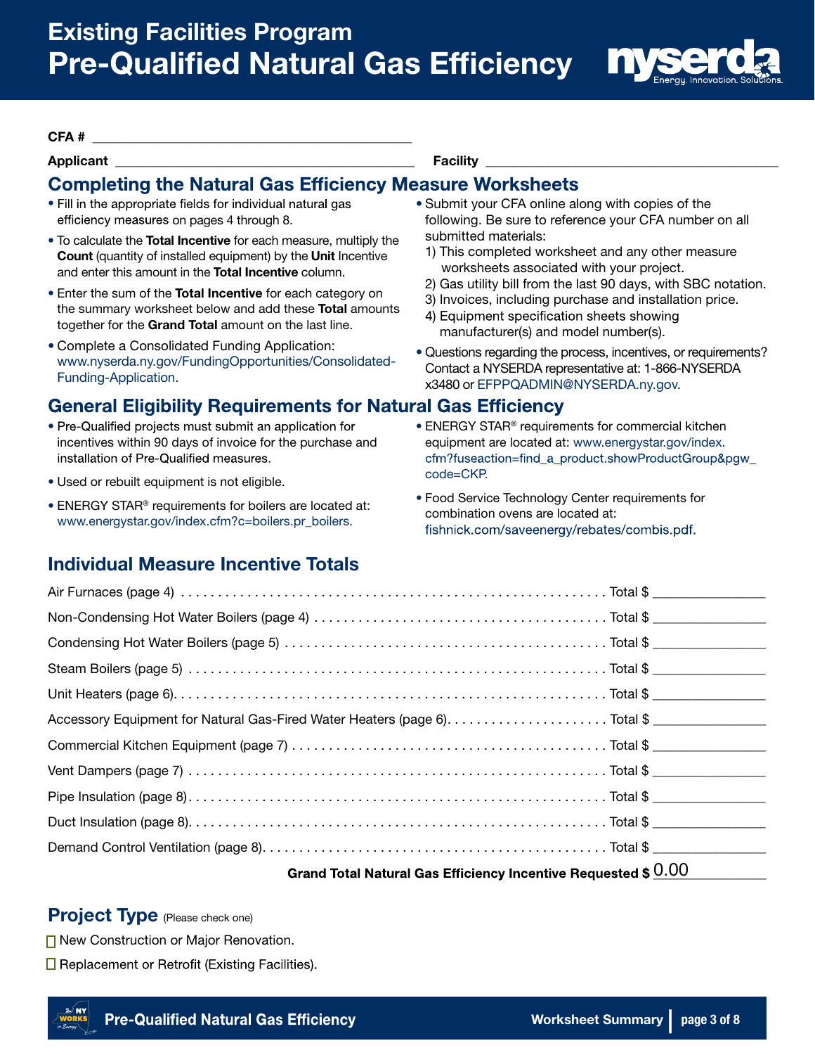# Existing Facilities Program
# Pre-Qualified Natural Gas Efficiency

**CFA #** ____________________________________________

**Applicant** ____________________________________________ **Facility** ____________________________________________

## Completing the Natural Gas Efficiency Measure Worksheets

- Fill in the appropriate fields for individual natural gas efficiency measures on pages 4 through 8.
- To calculate the **Total Incentive** for each measure, multiply the **Count** (quantity of installed equipment) by the **Unit** Incentive and enter this amount in the **Total Incentive** column.
- Enter the sum of the **Total Incentive** for each category on the summary worksheet below and add these **Total** amounts together for the **Grand Total** amount on the last line.
- Complete a Consolidated Funding Application: www.nyserda.ny.gov/FundingOpportunities/Consolidated-Funding-Application.
- Submit your CFA online along with copies of the following. Be sure to reference your CFA number on all submitted materials:
  1) This completed worksheet and any other measure worksheets associated with your project.
  2) Gas utility bill from the last 90 days, with SBC notation.
  3) Invoices, including purchase and installation price.
  4) Equipment specification sheets showing manufacturer(s) and model number(s).
- Questions regarding the process, incentives, or requirements? Contact a NYSERDA representative at: 1-866-NYSERDA x3480 or EFPPQADMIN@NYSERDA.ny.gov.

## General Eligibility Requirements for Natural Gas Efficiency

- Pre-Qualified projects must submit an application for incentives within 90 days of invoice for the purchase and installation of Pre-Qualified measures.
- Used or rebuilt equipment is not eligible.
- ENERGY STAR® requirements for boilers are located at: www.energystar.gov/index.cfm?c=boilers.pr_boilers.
- ENERGY STAR® requirements for commercial kitchen equipment are located at: www.energystar.gov/index.cfm?fuseaction=find_a_product.showProductGroup&pgw_code=CKP.
- Food Service Technology Center requirements for combination ovens are located at: fishnick.com/saveenergy/rebates/combis.pdf.

## Individual Measure Incentive Totals

| Measure | Total $ |
|---|---|
| Air Furnaces (page 4) | |
| Non-Condensing Hot Water Boilers (page 4) | |
| Condensing Hot Water Boilers (page 5) | |
| Steam Boilers (page 5) | |
| Unit Heaters (page 6) | |
| Accessory Equipment for Natural Gas-Fired Water Heaters (page 6) | |
| Commercial Kitchen Equipment (page 7) | |
| Vent Dampers (page 7) | |
| Pipe Insulation (page 8) | |
| Duct Insulation (page 8) | |
| Demand Control Ventilation (page 8) | |
| **Grand Total Natural Gas Efficiency Incentive Requested $** | 0.00 |

## Project Type (Please check one)

☐ New Construction or Major Renovation.

☐ Replacement or Retrofit (Existing Facilities).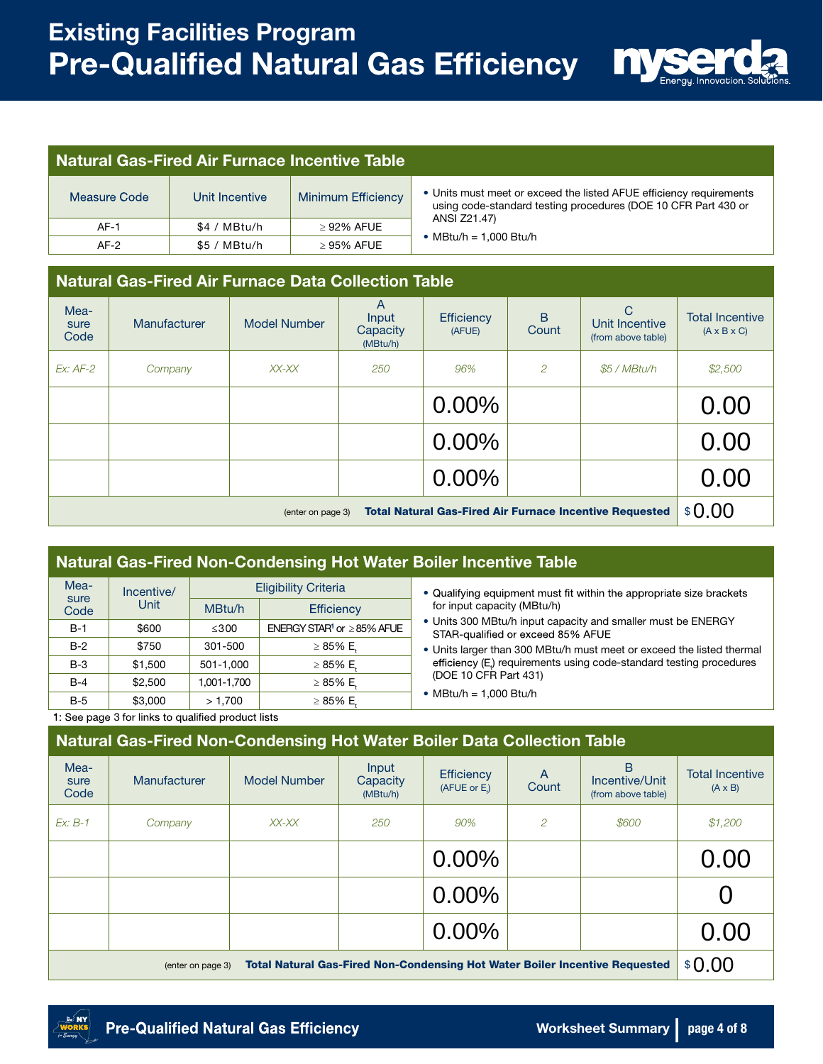# Existing Facilities Program
# Pre-Qualified Natural Gas Efficiency

## Natural Gas-Fired Air Furnace Incentive Table

| Measure Code | Unit Incentive | Minimum Efficiency |
|---|---|---|
| AF-1 | $4 / MBtu/h | ≥ 92% AFUE |
| AF-2 | $5 / MBtu/h | ≥ 95% AFUE |

- Units must meet or exceed the listed AFUE efficiency requirements using code-standard testing procedures (DOE 10 CFR Part 430 or ANSI Z21.47)
- MBtu/h = 1,000 Btu/h

## Natural Gas-Fired Air Furnace Data Collection Table

| Measure Code | Manufacturer | Model Number | A Input Capacity (MBtu/h) | Efficiency (AFUE) | B Count | C Unit Incentive (from above table) | Total Incentive (A x B x C) |
|---|---|---|---|---|---|---|---|
| *Ex: AF-2* | *Company* | *XX-XX* | *250* | *96%* | *2* | *$5 / MBtu/h* | *$2,500* |
| | | | | 0.00% | | | 0.00 |
| | | | | 0.00% | | | 0.00 |
| | | | | 0.00% | | | 0.00 |
| (enter on page 3) **Total Natural Gas-Fired Air Furnace Incentive Requested** | | | | | | | $ 0.00 |

## Natural Gas-Fired Non-Condensing Hot Water Boiler Incentive Table

| Measure Code | Incentive/ Unit | Eligibility Criteria | |
|---|---|---|---|
| | | MBtu/h | Efficiency |
| B-1 | $600 | ≤300 | ENERGY STAR[1] or ≥85% AFUE |
| B-2 | $750 | 301-500 | ≥ 85% $E_t$ |
| B-3 | $1,500 | 501-1,000 | ≥ 85% $E_t$ |
| B-4 | $2,500 | 1,001-1,700 | ≥ 85% $E_t$ |
| B-5 | $3,000 | > 1,700 | ≥ 85% $E_t$ |

1: See page 3 for links to qualified product lists

- Qualifying equipment must fit within the appropriate size brackets for input capacity (MBtu/h)
- Units 300 MBtu/h input capacity and smaller must be ENERGY STAR-qualified or exceed 85% AFUE
- Units larger than 300 MBtu/h must meet or exceed the listed thermal efficiency ($E_t$) requirements using code-standard testing procedures (DOE 10 CFR Part 431)
- MBtu/h = 1,000 Btu/h

## Natural Gas-Fired Non-Condensing Hot Water Boiler Data Collection Table

| Measure Code | Manufacturer | Model Number | Input Capacity (MBtu/h) | Efficiency (AFUE or $E_t$) | A Count | B Incentive/Unit (from above table) | Total Incentive (A x B) |
|---|---|---|---|---|---|---|---|
| *Ex: B-1* | *Company* | *XX-XX* | *250* | *90%* | *2* | *$600* | *$1,200* |
| | | | | 0.00% | | | 0.00 |
| | | | | 0.00% | | | 0 |
| | | | | 0.00% | | | 0.00 |
| (enter on page 3) **Total Natural Gas-Fired Non-Condensing Hot Water Boiler Incentive Requested** | | | | | | | $ 0.00 |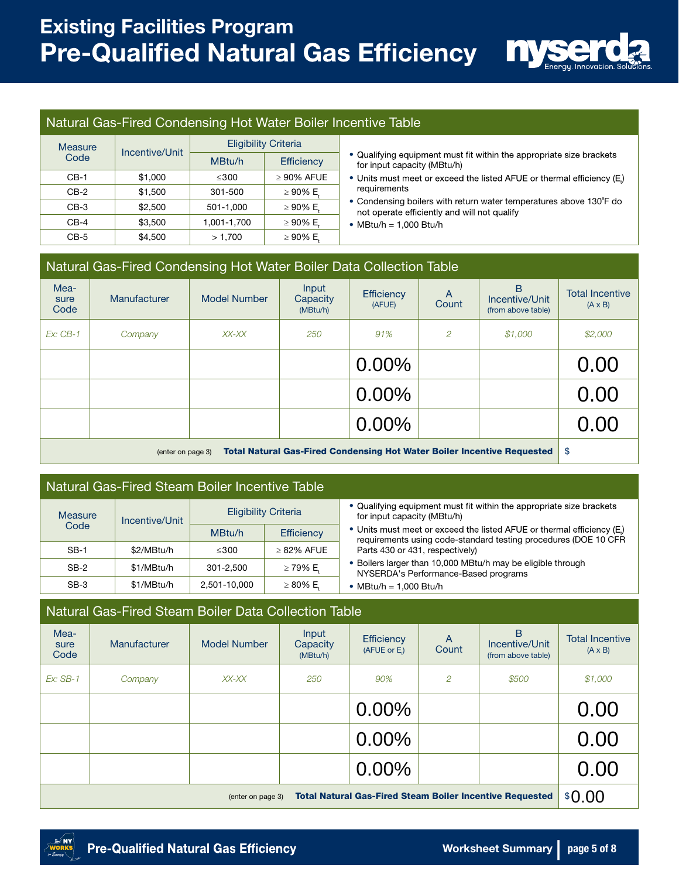# Existing Facilities Program
# Pre-Qualified Natural Gas Efficiency

## Natural Gas-Fired Condensing Hot Water Boiler Incentive Table

| Measure Code | Incentive/Unit | Eligibility Criteria | |
|---|---|---|---|
| | | MBtu/h | Efficiency |
| CB-1 | $1,000 | ≤300 | ≥ 90% AFUE |
| CB-2 | $1,500 | 301-500 | ≥ 90% $E_t$ |
| CB-3 | $2,500 | 501-1,000 | ≥ 90% $E_t$ |
| CB-4 | $3,500 | 1,001-1,700 | ≥ 90% $E_t$ |
| CB-5 | $4,500 | > 1,700 | ≥ 90% $E_t$ |

- Qualifying equipment must fit within the appropriate size brackets for input capacity (MBtu/h)
- Units must meet or exceed the listed AFUE or thermal efficiency ($E_t$) requirements
- Condensing boilers with return water temperatures above 130°F do not operate efficiently and will not qualify
- MBtu/h = 1,000 Btu/h

## Natural Gas-Fired Condensing Hot Water Boiler Data Collection Table

| Measure Code | Manufacturer | Model Number | Input Capacity (MBtu/h) | Efficiency (AFUE) | A Count | B Incentive/Unit (from above table) | Total Incentive (A x B) |
|---|---|---|---|---|---|---|---|
| *Ex: CB-1* | *Company* | *XX-XX* | *250* | *91%* | *2* | *$1,000* | *$2,000* |
| | | | | 0.00% | | | 0.00 |
| | | | | 0.00% | | | 0.00 |
| | | | | 0.00% | | | 0.00 |
| (enter on page 3) **Total Natural Gas-Fired Condensing Hot Water Boiler Incentive Requested** | | | | | | | $ |

## Natural Gas-Fired Steam Boiler Incentive Table

| Measure Code | Incentive/Unit | Eligibility Criteria | |
|---|---|---|---|
| | | MBtu/h | Efficiency |
| SB-1 | $2/MBtu/h | ≤300 | ≥ 82% AFUE |
| SB-2 | $1/MBtu/h | 301-2,500 | ≥ 79% $E_t$ |
| SB-3 | $1/MBtu/h | 2,501-10,000 | ≥ 80% $E_t$ |

- Qualifying equipment must fit within the appropriate size brackets for input capacity (MBtu/h)
- Units must meet or exceed the listed AFUE or thermal efficiency ($E_t$) requirements using code-standard testing procedures (DOE 10 CFR Parts 430 or 431, respectively)
- Boilers larger than 10,000 MBtu/h may be eligible through NYSERDA's Performance-Based programs
- MBtu/h = 1,000 Btu/h

## Natural Gas-Fired Steam Boiler Data Collection Table

| Measure Code | Manufacturer | Model Number | Input Capacity (MBtu/h) | Efficiency (AFUE or $E_t$) | A Count | B Incentive/Unit (from above table) | Total Incentive (A x B) |
|---|---|---|---|---|---|---|---|
| *Ex: SB-1* | *Company* | *XX-XX* | *250* | *90%* | *2* | *$500* | *$1,000* |
| | | | | 0.00% | | | 0.00 |
| | | | | 0.00% | | | 0.00 |
| | | | | 0.00% | | | 0.00 |
| (enter on page 3) **Total Natural Gas-Fired Steam Boiler Incentive Requested** | | | | | | | $0.00 |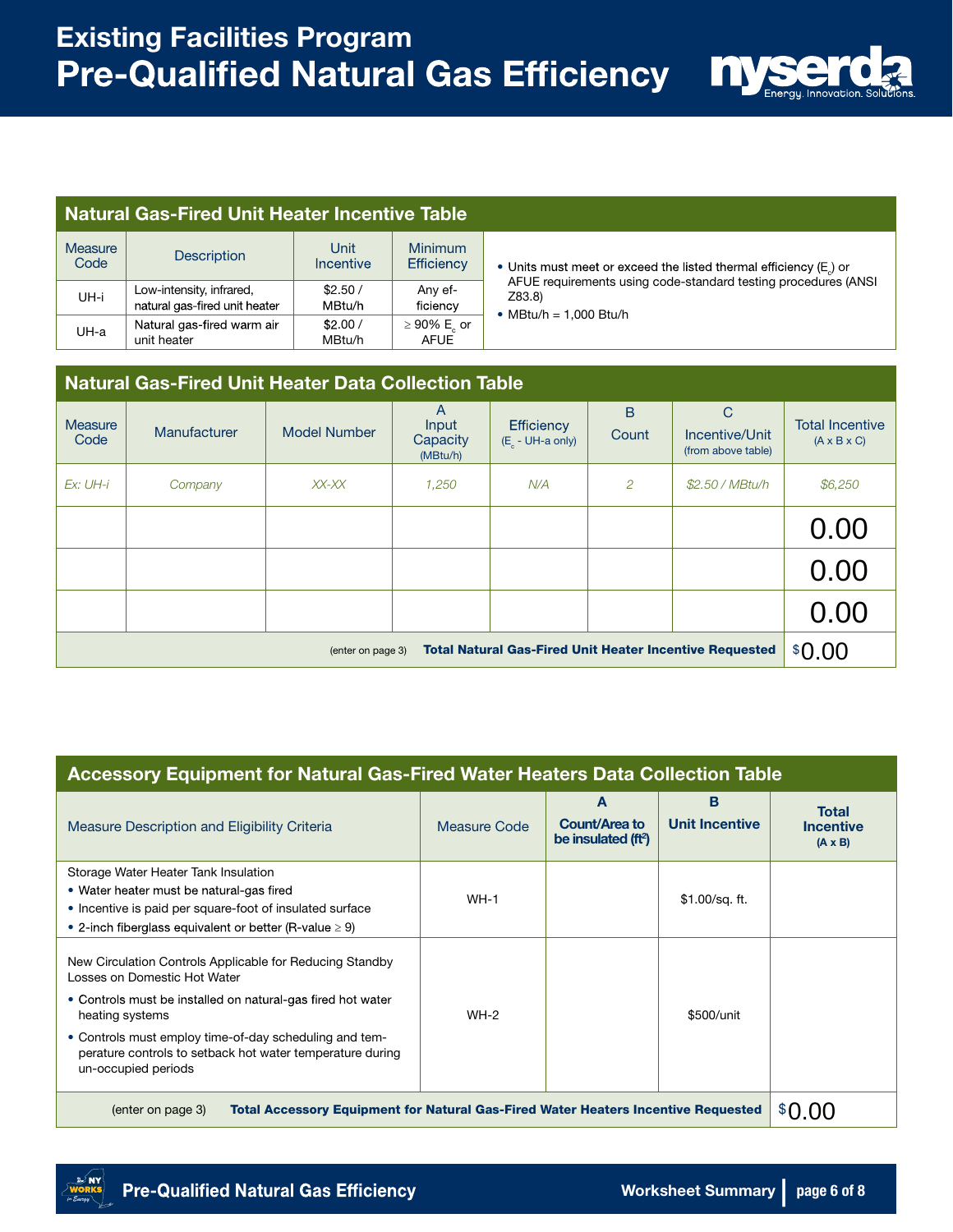# Existing Facilities Program
# Pre-Qualified Natural Gas Efficiency

## Natural Gas-Fired Unit Heater Incentive Table

| Measure Code | Description | Unit Incentive | Minimum Efficiency |
|---|---|---|---|
| UH-i | Low-intensity, infrared, natural gas-fired unit heater | $2.50 / MBtu/h | Any efficiency |
| UH-a | Natural gas-fired warm air unit heater | $2.00 / MBtu/h | ≥ 90% $E_c$ or AFUE |

- Units must meet or exceed the listed thermal efficiency ($E_c$) or AFUE requirements using code-standard testing procedures (ANSI Z83.8)
- MBtu/h = 1,000 Btu/h

## Natural Gas-Fired Unit Heater Data Collection Table

| Measure Code | Manufacturer | Model Number | A Input Capacity (MBtu/h) | Efficiency ($E_c$ - UH-a only) | B Count | C Incentive/Unit (from above table) | Total Incentive (A x B x C) |
|---|---|---|---|---|---|---|---|
| *Ex: UH-i* | *Company* | *XX-XX* | *1,250* | *N/A* | *2* | *$2.50 / MBtu/h* | *$6,250* |
| | | | | | | | 0.00 |
| | | | | | | | 0.00 |
| | | | | | | | 0.00 |
| (enter on page 3) **Total Natural Gas-Fired Unit Heater Incentive Requested** | | | | | | | $0.00 |

## Accessory Equipment for Natural Gas-Fired Water Heaters Data Collection Table

| Measure Description and Eligibility Criteria | Measure Code | A Count/Area to be insulated (ft²) | B Unit Incentive | Total Incentive (A x B) |
|---|---|---|---|---|
| Storage Water Heater Tank Insulation<br>• Water heater must be natural-gas fired<br>• Incentive is paid per square-foot of insulated surface<br>• 2-inch fiberglass equivalent or better (R-value ≥ 9) | WH-1 | | $1.00/sq. ft. | |
| New Circulation Controls Applicable for Reducing Standby Losses on Domestic Hot Water<br>• Controls must be installed on natural-gas fired hot water heating systems<br>• Controls must employ time-of-day scheduling and temperature controls to setback hot water temperature during un-occupied periods | WH-2 | | $500/unit | |
| (enter on page 3) **Total Accessory Equipment for Natural Gas-Fired Water Heaters Incentive Requested** | | | | $0.00 |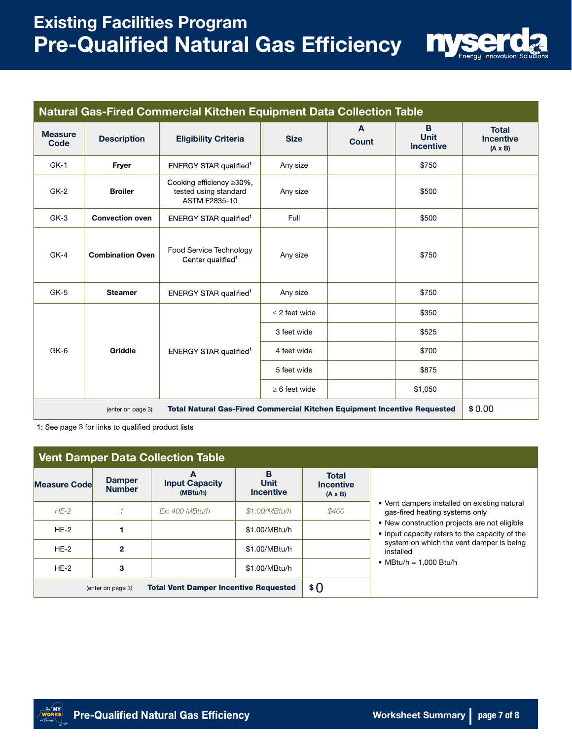# Existing Facilities Program
# Pre-Qualified Natural Gas Efficiency

## Natural Gas-Fired Commercial Kitchen Equipment Data Collection Table

| Measure Code | Description | Eligibility Criteria | Size | A Count | B Unit Incentive | Total Incentive (A x B) |
|---|---|---|---|---|---|---|
| GK-1 | **Fryer** | ENERGY STAR qualified[1] | Any size | | $750 | |
| GK-2 | **Broiler** | Cooking efficiency ≥30%, tested using standard ASTM F2835-10 | Any size | | $500 | |
| GK-3 | **Convection oven** | ENERGY STAR qualified[1] | Full | | $500 | |
| GK-4 | **Combination Oven** | Food Service Technology Center qualified[1] | Any size | | $750 | |
| GK-5 | **Steamer** | ENERGY STAR qualified[1] | Any size | | $750 | |
| GK-6 | **Griddle** | ENERGY STAR qualified[1] | ≤ 2 feet wide | | $350 | |
| | | | 3 feet wide | | $525 | |
| | | | 4 feet wide | | $700 | |
| | | | 5 feet wide | | $875 | |
| | | | ≥ 6 feet wide | | $1,050 | |
| | | | | | (enter on page 3) **Total Natural Gas-Fired Commercial Kitchen Equipment Incentive Requested** | $ 0.00 |

1: See page 3 for links to qualified product lists

## Vent Damper Data Collection Table

| Measure Code | Damper Number | A Input Capacity (MBtu/h) | B Unit Incentive | Total Incentive (A x B) |
|---|---|---|---|---|
| *HE-2* | *1* | *Ex: 400 MBtu/h* | *$1.00/MBtu/h* | *$400* |
| HE-2 | **1** | | $1.00/MBtu/h | |
| HE-2 | **2** | | $1.00/MBtu/h | |
| HE-2 | **3** | | $1.00/MBtu/h | |
| | | (enter on page 3) **Total Vent Damper Incentive Requested** | | $ 0 |

- Vent dampers installed on existing natural gas-fired heating systems only
- New construction projects are not eligible
- Input capacity refers to the capacity of the system on which the vent damper is being installed
- MBtu/h = 1,000 Btu/h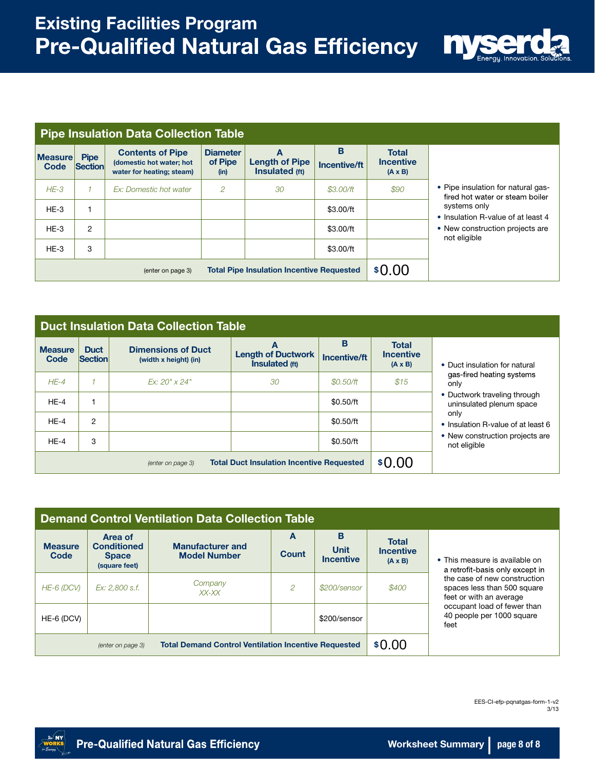# Existing Facilities Program
# Pre-Qualified Natural Gas Efficiency

## Pipe Insulation Data Collection Table

| Measure Code | Pipe Section | Contents of Pipe (domestic hot water; hot water for heating; steam) | Diameter of Pipe (in) | A Length of Pipe Insulated (ft) | B Incentive/ft | Total Incentive (A x B) |
|---|---|---|---|---|---|---|
| *HE-3* | *1* | *Ex: Domestic hot water* | *2* | *30* | *$3.00/ft* | *$90* |
| HE-3 | 1 | | | | $3.00/ft | |
| HE-3 | 2 | | | | $3.00/ft | |
| HE-3 | 3 | | | | $3.00/ft | |
| | | | | (enter on page 3) | **Total Pipe Insulation Incentive Requested** | $0.00 |

- Pipe insulation for natural gas-fired hot water or steam boiler systems only
- Insulation R-value of at least 4
- New construction projects are not eligible

## Duct Insulation Data Collection Table

| Measure Code | Duct Section | Dimensions of Duct (width x height) (in) | A Length of Ductwork Insulated (ft) | B Incentive/ft | Total Incentive (A x B) |
|---|---|---|---|---|---|
| *HE-4* | *1* | *Ex: 20" x 24"* | *30* | *$0.50/ft* | *$15* |
| HE-4 | 1 | | | $0.50/ft | |
| HE-4 | 2 | | | $0.50/ft | |
| HE-4 | 3 | | | $0.50/ft | |
| | | | *(enter on page 3)* | **Total Duct Insulation Incentive Requested** | $0.00 |

- Duct insulation for natural gas-fired heating systems only
- Ductwork traveling through uninsulated plenum space only
- Insulation R-value of at least 6
- New construction projects are not eligible

## Demand Control Ventilation Data Collection Table

| Measure Code | Area of Conditioned Space (square feet) | Manufacturer and Model Number | A Count | B Unit Incentive | Total Incentive (A x B) |
|---|---|---|---|---|---|
| *HE-6 (DCV)* | *Ex: 2,800 s.f.* | *Company XX-XX* | *2* | *$200/sensor* | *$400* |
| HE-6 (DCV) | | | | $200/sensor | |
| | | *(enter on page 3)* | | **Total Demand Control Ventilation Incentive Requested** | $0.00 |

- This measure is available on a retrofit-basis only except in the case of new construction spaces less than 500 square feet or with an average occupant load of fewer than 40 people per 1000 square feet

EES-CI-efp-pqnatgas-form-1-v2
3/13